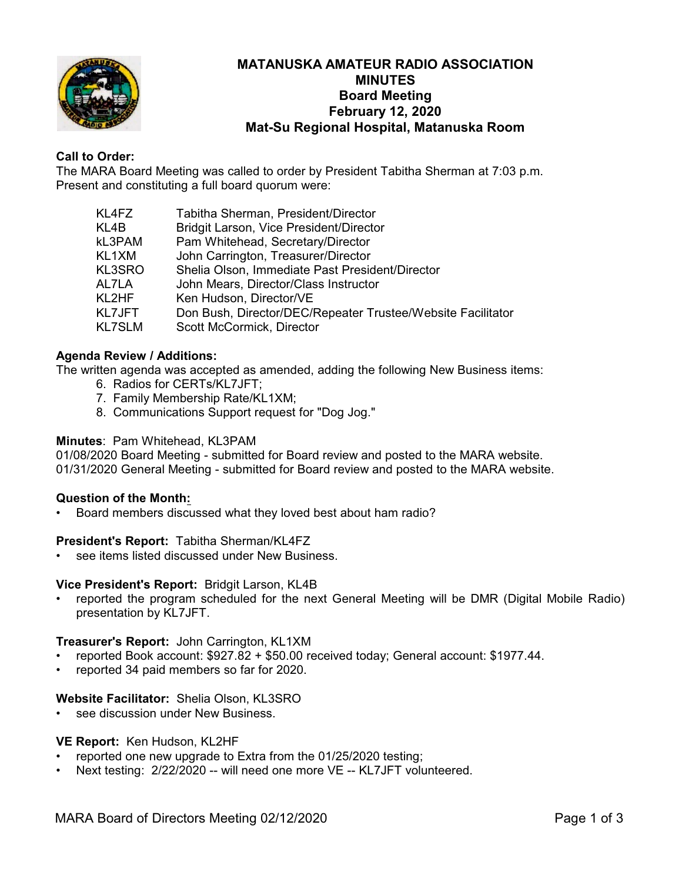# MATANUSKA AMATEUR RADIO ASSOCIATION
## MINUTES
## Board Meeting
## February 12, 2020
## Mat-Su Regional Hospital, Matanuska Room

**Call to Order:**
The MARA Board Meeting was called to order by President Tabitha Sherman at 7:03 p.m.
Present and constituting a full board quorum were:

| | |
|---|---|
| KL4FZ | Tabitha Sherman, President/Director |
| KL4B | Bridgit Larson, Vice President/Director |
| kL3PAM | Pam Whitehead, Secretary/Director |
| KL1XM | John Carrington, Treasurer/Director |
| KL3SRO | Shelia Olson, Immediate Past President/Director |
| AL7LA | John Mears, Director/Class Instructor |
| KL2HF | Ken Hudson, Director/VE |
| KL7JFT | Don Bush, Director/DEC/Repeater Trustee/Website Facilitator |
| KL7SLM | Scott McCormick, Director |

**Agenda Review / Additions:**
The written agenda was accepted as amended, adding the following New Business items:

6. Radios for CERTs/KL7JFT;
7. Family Membership Rate/KL1XM;
8. Communications Support request for "Dog Jog."

**Minutes**: Pam Whitehead, KL3PAM
01/08/2020 Board Meeting - submitted for Board review and posted to the MARA website.
01/31/2020 General Meeting - submitted for Board review and posted to the MARA website.

**Question of the Month:**

- Board members discussed what they loved best about ham radio?

**President's Report:** Tabitha Sherman/KL4FZ

- see items listed discussed under New Business.

**Vice President's Report:** Bridgit Larson, KL4B

- reported the program scheduled for the next General Meeting will be DMR (Digital Mobile Radio) presentation by KL7JFT.

**Treasurer's Report:** John Carrington, KL1XM

- reported Book account: $927.82 + $50.00 received today; General account: $1977.44.
- reported 34 paid members so far for 2020.

**Website Facilitator:** Shelia Olson, KL3SRO

- see discussion under New Business.

**VE Report:** Ken Hudson, KL2HF

- reported one new upgrade to Extra from the 01/25/2020 testing;
- Next testing: 2/22/2020 -- will need one more VE -- KL7JFT volunteered.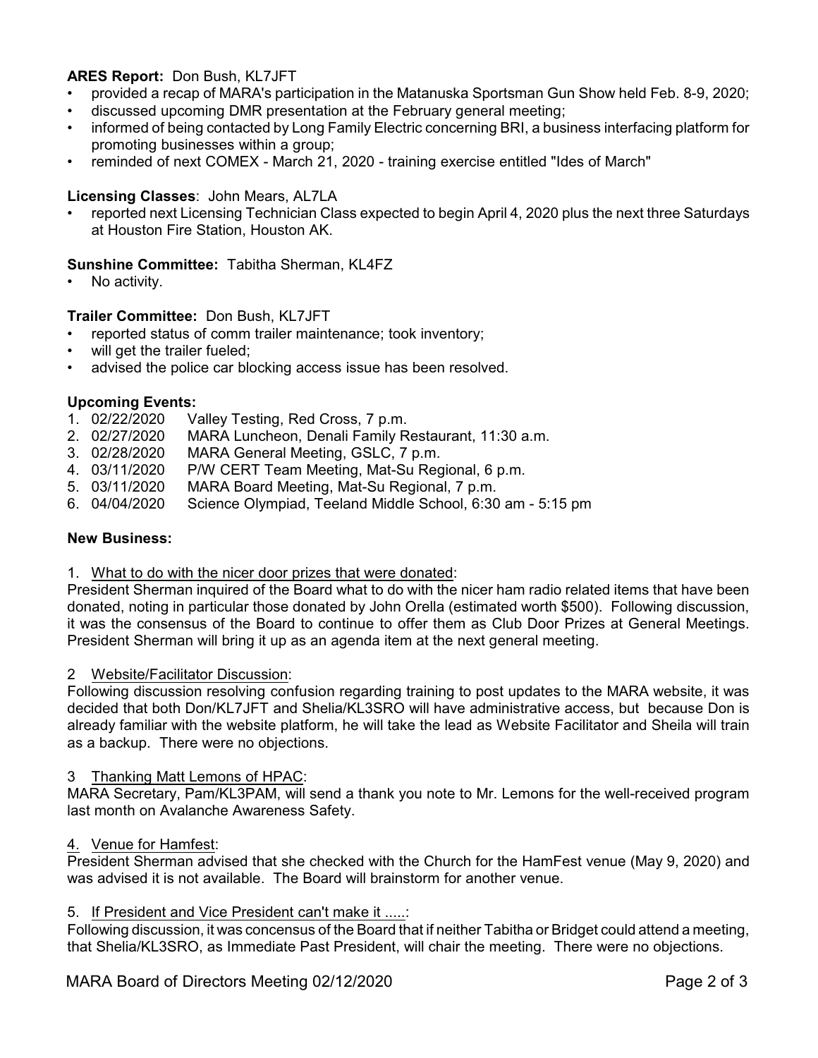**ARES Report:** Don Bush, KL7JFT

- provided a recap of MARA's participation in the Matanuska Sportsman Gun Show held Feb. 8-9, 2020;
- discussed upcoming DMR presentation at the February general meeting;
- informed of being contacted by Long Family Electric concerning BRI, a business interfacing platform for promoting businesses within a group;
- reminded of next COMEX - March 21, 2020 - training exercise entitled "Ides of March"

**Licensing Classes**: John Mears, AL7LA

- reported next Licensing Technician Class expected to begin April 4, 2020 plus the next three Saturdays at Houston Fire Station, Houston AK.

**Sunshine Committee:** Tabitha Sherman, KL4FZ

- No activity.

**Trailer Committee:** Don Bush, KL7JFT

- reported status of comm trailer maintenance; took inventory;
- will get the trailer fueled;
- advised the police car blocking access issue has been resolved.

**Upcoming Events:**

1. 02/22/2020 Valley Testing, Red Cross, 7 p.m.
2. 02/27/2020 MARA Luncheon, Denali Family Restaurant, 11:30 a.m.
3. 02/28/2020 MARA General Meeting, GSLC, 7 p.m.
4. 03/11/2020 P/W CERT Team Meeting, Mat-Su Regional, 6 p.m.
5. 03/11/2020 MARA Board Meeting, Mat-Su Regional, 7 p.m.
6. 04/04/2020 Science Olympiad, Teeland Middle School, 6:30 am - 5:15 pm

**New Business:**

1. <u>What to do with the nicer door prizes that were donated</u>:

President Sherman inquired of the Board what to do with the nicer ham radio related items that have been donated, noting in particular those donated by John Orella (estimated worth $500). Following discussion, it was the consensus of the Board to continue to offer them as Club Door Prizes at General Meetings. President Sherman will bring it up as an agenda item at the next general meeting.

2 <u>Website/Facilitator Discussion</u>:

Following discussion resolving confusion regarding training to post updates to the MARA website, it was decided that both Don/KL7JFT and Shelia/KL3SRO will have administrative access, but because Don is already familiar with the website platform, he will take the lead as Website Facilitator and Sheila will train as a backup. There were no objections.

3 <u>Thanking Matt Lemons of HPAC</u>:

MARA Secretary, Pam/KL3PAM, will send a thank you note to Mr. Lemons for the well-received program last month on Avalanche Awareness Safety.

4. <u>Venue for Hamfest</u>:

President Sherman advised that she checked with the Church for the HamFest venue (May 9, 2020) and was advised it is not available. The Board will brainstorm for another venue.

5. <u>If President and Vice President can't make it .....</u>:

Following discussion, it was concensus of the Board that if neither Tabitha or Bridget could attend a meeting, that Shelia/KL3SRO, as Immediate Past President, will chair the meeting. There were no objections.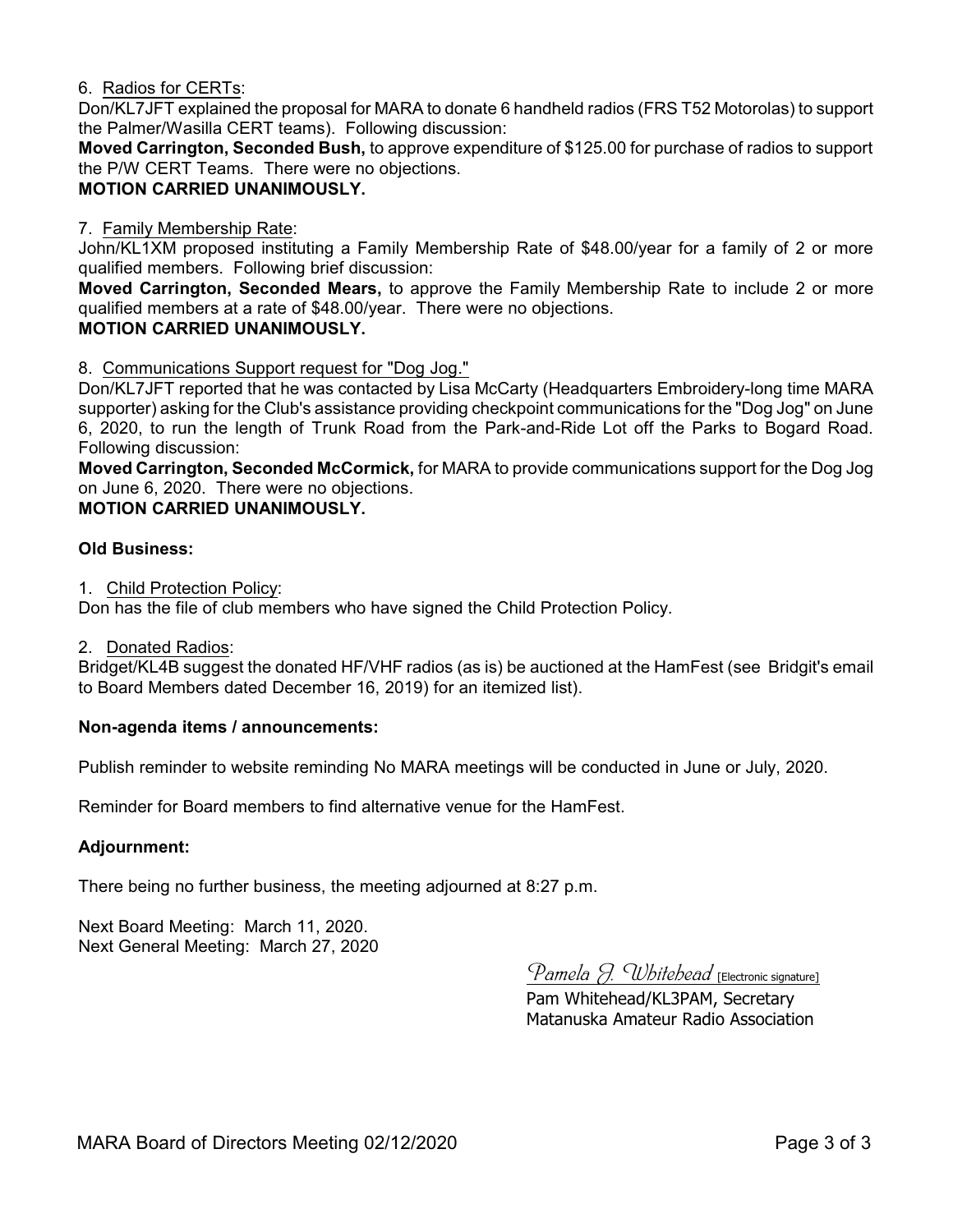6. Radios for CERTs:

Don/KL7JFT explained the proposal for MARA to donate 6 handheld radios (FRS T52 Motorolas) to support the Palmer/Wasilla CERT teams). Following discussion:

**Moved Carrington, Seconded Bush,** to approve expenditure of $125.00 for purchase of radios to support the P/W CERT Teams. There were no objections.

**MOTION CARRIED UNANIMOUSLY.**

7. Family Membership Rate:

John/KL1XM proposed instituting a Family Membership Rate of $48.00/year for a family of 2 or more qualified members. Following brief discussion:

**Moved Carrington, Seconded Mears,** to approve the Family Membership Rate to include 2 or more qualified members at a rate of $48.00/year. There were no objections.

**MOTION CARRIED UNANIMOUSLY.**

8. Communications Support request for "Dog Jog."

Don/KL7JFT reported that he was contacted by Lisa McCarty (Headquarters Embroidery-long time MARA supporter) asking for the Club's assistance providing checkpoint communications for the "Dog Jog" on June 6, 2020, to run the length of Trunk Road from the Park-and-Ride Lot off the Parks to Bogard Road. Following discussion:

**Moved Carrington, Seconded McCormick,** for MARA to provide communications support for the Dog Jog on June 6, 2020. There were no objections.

**MOTION CARRIED UNANIMOUSLY.**

**Old Business:**

1. Child Protection Policy:

Don has the file of club members who have signed the Child Protection Policy.

2. Donated Radios:

Bridget/KL4B suggest the donated HF/VHF radios (as is) be auctioned at the HamFest (see Bridgit's email to Board Members dated December 16, 2019) for an itemized list).

**Non-agenda items / announcements:**

Publish reminder to website reminding No MARA meetings will be conducted in June or July, 2020.

Reminder for Board members to find alternative venue for the HamFest.

**Adjournment:**

There being no further business, the meeting adjourned at 8:27 p.m.

Next Board Meeting: March 11, 2020.
Next General Meeting: March 27, 2020

*Pamela J. Whitehead* [Electronic signature]

Pam Whitehead/KL3PAM, Secretary
Matanuska Amateur Radio Association